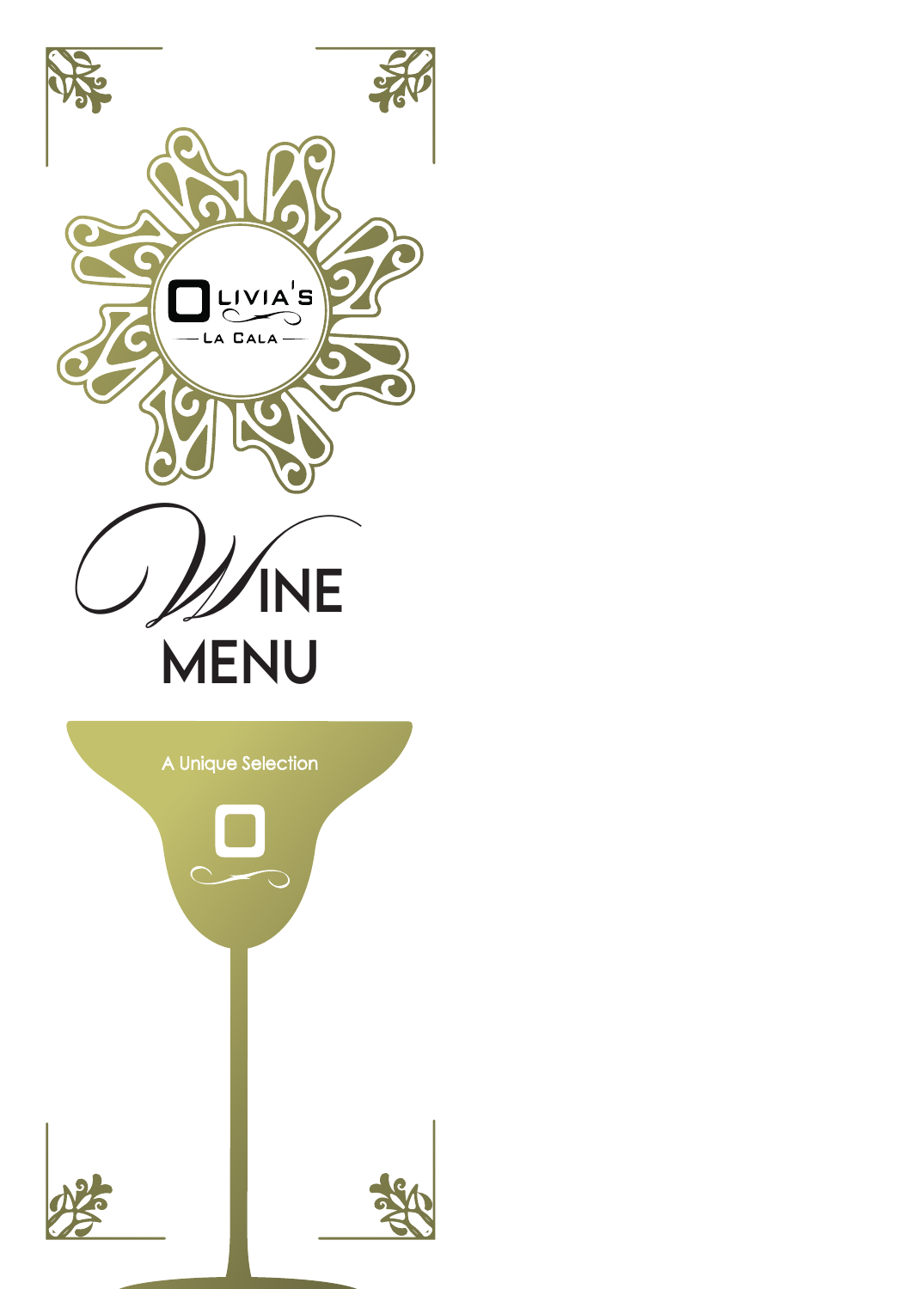OLIVIA'S

LA CALA

# WINE MENU

A Unique Selection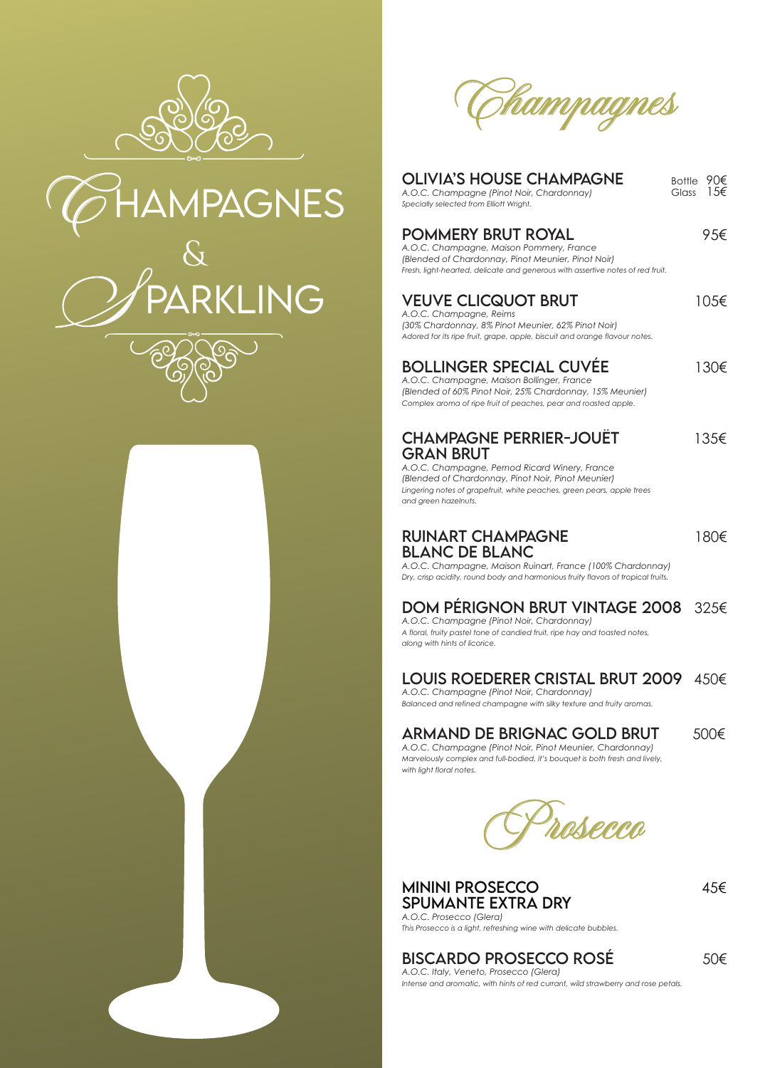# Champagnes & Sparkling

## Champagnes

### OLIVIA'S HOUSE CHAMPAGNE
Bottle 90€
Glass 15€

*A.O.C. Champagne (Pinot Noir, Chardonnay)*
*Specially selected from Elliott Wright.*

### POMMERY BRUT ROYAL
95€

*A.O.C. Champagne, Maison Pommery, France*
*(Blended of Chardonnay, Pinot Meunier, Pinot Noir)*
*Fresh, light-hearted, delicate and generous with assertive notes of red fruit.*

### VEUVE CLICQUOT BRUT
105€

*A.O.C. Champagne, Reims*
*(30% Chardonnay, 8% Pinot Meunier, 62% Pinot Noir)*
*Adored for its ripe fruit, grape, apple, biscuit and orange flavour notes.*

### BOLLINGER SPECIAL CUVÉE
130€

*A.O.C. Champagne, Maison Bollinger, France*
*(Blended of 60% Pinot Noir, 25% Chardonnay, 15% Meunier)*
*Complex aroma of ripe fruit of peaches, pear and roasted apple.*

### CHAMPAGNE PERRIER-JOUËT GRAN BRUT
135€

*A.O.C. Champagne, Pernod Ricard Winery, France*
*(Blended of Chardonnay, Pinot Noir, Pinot Meunier)*
*Lingering notes of grapefruit, white peaches, green pears, apple trees and green hazelnuts.*

### RUINART CHAMPAGNE BLANC DE BLANC
180€

*A.O.C. Champagne, Maison Ruinart, France (100% Chardonnay)*
*Dry, crisp acidity, round body and harmonious fruity flavors of tropical fruits.*

### DOM PÉRIGNON BRUT VINTAGE 2008
325€

*A.O.C. Champagne (Pinot Noir, Chardonnay)*
*A floral, fruity pastel tone of candied fruit, ripe hay and toasted notes, along with hints of licorice.*

### LOUIS ROEDERER CRISTAL BRUT 2009
450€

*A.O.C. Champagne (Pinot Noir, Chardonnay)*
*Balanced and refined champagne with silky texture and fruity aromas.*

### ARMAND DE BRIGNAC GOLD BRUT
500€

*A.O.C. Champagne (Pinot Noir, Pinot Meunier, Chardonnay)*
*Marvelously complex and full-bodied, it's bouquet is both fresh and lively, with light floral notes.*

## Prosecco

### MININI PROSECCO SPUMANTE EXTRA DRY
45€

*A.O.C. Prosecco (Glera)*
*This Prosecco is a light, refreshing wine with delicate bubbles.*

### BISCARDO PROSECCO ROSÉ
50€

*A.O.C. Italy, Veneto, Prosecco (Glera)*
*Intense and aromatic, with hints of red currant, wild strawberry and rose petals.*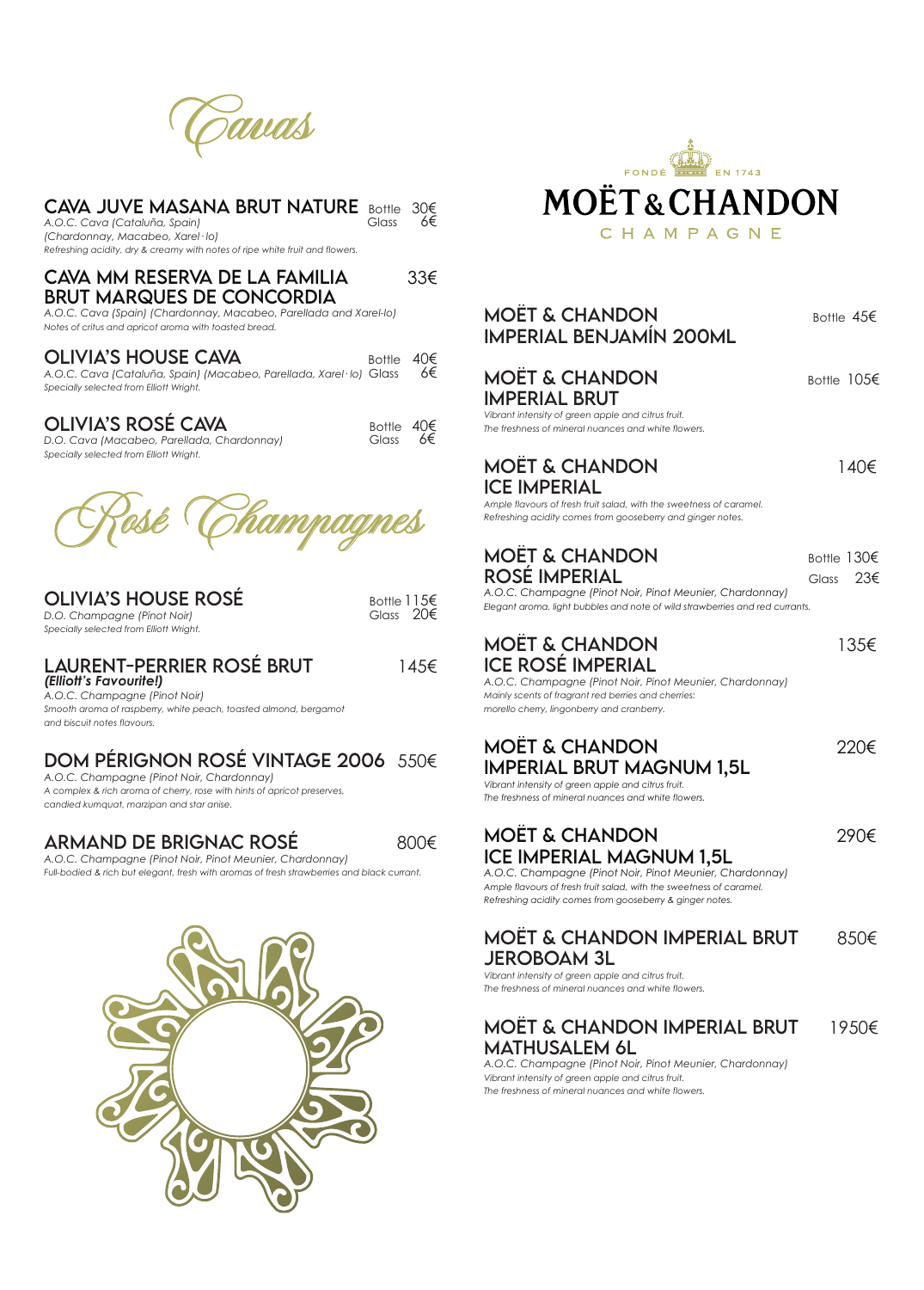# Cavas

## CAVA JUVE MASANA BRUT NATURE

Bottle 30€
Glass 6€

*A.O.C. Cava (Cataluña, Spain)*
*(Chardonnay, Macabeo, Xarel·lo)*
*Refreshing acidity, dry & creamy with notes of ripe white fruit and flowers.*

## CAVA MM RESERVA DE LA FAMILIA BRUT MARQUES DE CONCORDIA

33€

*A.O.C. Cava (Spain) (Chardonnay, Macabeo, Parellada and Xarel-lo)*
*Notes of critus and apricot aroma with toasted bread.*

## OLIVIA'S HOUSE CAVA

Bottle 40€
Glass 6€

*A.O.C. Cava (Cataluña, Spain) (Macabeo, Parellada, Xarel·lo)*
*Specially selected from Elliott Wright.*

## OLIVIA'S ROSÉ CAVA

Bottle 40€
Glass 6€

*D.O. Cava (Macabeo, Parellada, Chardonnay)*
*Specially selected from Elliott Wright.*

# Rosé Champagnes

## OLIVIA'S HOUSE ROSÉ

Bottle 115€
Glass 20€

*D.O. Champagne (Pinot Noir)*
*Specially selected from Elliott Wright.*

## LAURENT-PERRIER ROSÉ BRUT

145€

***(Elliott's Favourite!)***
*A.O.C. Champagne (Pinot Noir)*
*Smooth aroma of raspberry, white peach, toasted almond, bergamot and biscuit notes flavours.*

## DOM PÉRIGNON ROSÉ VINTAGE 2006

550€

*A.O.C. Champagne (Pinot Noir, Chardonnay)*
*A complex & rich aroma of cherry, rose with hints of apricot preserves, candied kumquat, marzipan and star anise.*

## ARMAND DE BRIGNAC ROSÉ

800€

*A.O.C. Champagne (Pinot Noir, Pinot Meunier, Chardonnay)*
*Full-bodied & rich but elegant, fresh with aromas of fresh strawberries and black currant.*

# MOËT & CHANDON CHAMPAGNE

FONDÉ EN 1743

## MOËT & CHANDON IMPERIAL BENJAMÍN 200ML

Bottle 45€

## MOËT & CHANDON IMPERIAL BRUT

Bottle 105€

*Vibrant intensity of green apple and citrus fruit.*
*The freshness of mineral nuances and white flowers.*

## MOËT & CHANDON ICE IMPERIAL

140€

*Ample flavours of fresh fruit salad, with the sweetness of caramel.*
*Refreshing acidity comes from gooseberry and ginger notes.*

## MOËT & CHANDON ROSÉ IMPERIAL

Bottle 130€
Glass 23€

*A.O.C. Champagne (Pinot Noir, Pinot Meunier, Chardonnay)*
*Elegant aroma, light bubbles and note of wild strawberries and red currants.*

## MOËT & CHANDON ICE ROSÉ IMPERIAL

135€

*A.O.C. Champagne (Pinot Noir, Pinot Meunier, Chardonnay)*
*Mainly scents of fragrant red berries and cherries: morello cherry, lingonberry and cranberry.*

## MOËT & CHANDON IMPERIAL BRUT MAGNUM 1,5L

220€

*Vibrant intensity of green apple and citrus fruit.*
*The freshness of mineral nuances and white flowers.*

## MOËT & CHANDON ICE IMPERIAL MAGNUM 1,5L

290€

*A.O.C. Champagne (Pinot Noir, Pinot Meunier, Chardonnay)*
*Ample flavours of fresh fruit salad, with the sweetness of caramel.*
*Refreshing acidity comes from gooseberry & ginger notes.*

## MOËT & CHANDON IMPERIAL BRUT JEROBOAM 3L

850€

*Vibrant intensity of green apple and citrus fruit.*
*The freshness of mineral nuances and white flowers.*

## MOËT & CHANDON IMPERIAL BRUT MATHUSALEM 6L

1950€

*A.O.C. Champagne (Pinot Noir, Pinot Meunier, Chardonnay)*
*Vibrant intensity of green apple and citrus fruit.*
*The freshness of mineral nuances and white flowers.*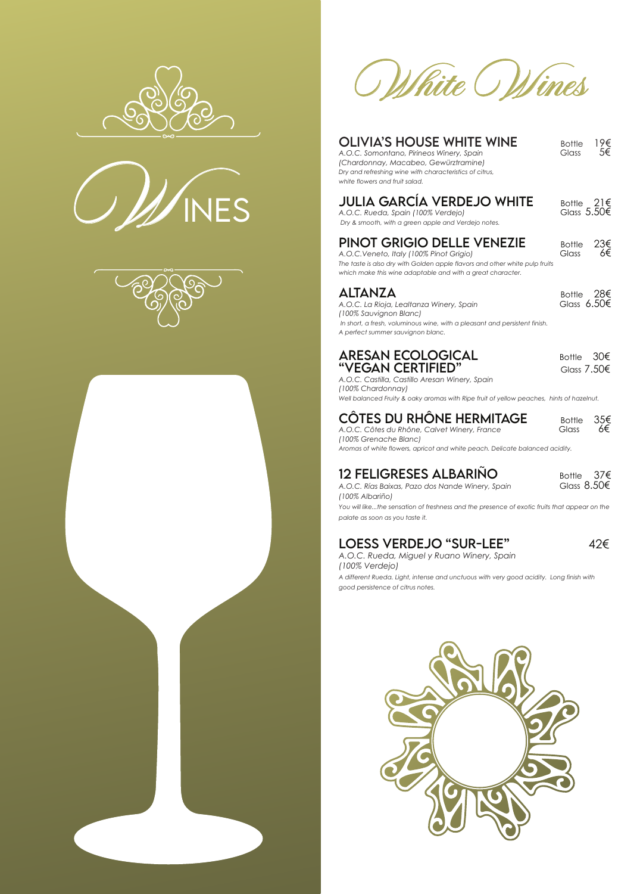# Wines

## White Wines

### OLIVIA'S HOUSE WHITE WINE

Bottle 19€
Glass 5€

*A.O.C. Somontano, Pirineos Winery, Spain*
*(Chardonnay, Macabeo, Gewürztramine)*
*Dry and refreshing wine with characteristics of citrus, white flowers and fruit salad.*

### JULIA GARCÍA VERDEJO WHITE

Bottle 21€
Glass 5.50€

*A.O.C. Rueda, Spain (100% Verdejo)*
*Dry & smooth, with a green apple and Verdejo notes.*

### PINOT GRIGIO DELLE VENEZIE

Bottle 23€
Glass 6€

*A.O.C.Veneto, Italy (100% Pinot Grigio)*
*The taste is also dry with Golden apple flavors and other white pulp fruits which make this wine adaptable and with a great character.*

### ALTANZA

Bottle 28€
Glass 6.50€

*A.O.C. La Rioja, Lealtanza Winery, Spain*
*(100% Sauvignon Blanc)*
*In short, a fresh, voluminous wine, with a pleasant and persistent finish. A perfect summer sauvignon blanc.*

### ARESAN ECOLOGICAL "VEGAN CERTIFIED"

Bottle 30€
Glass 7.50€

*A.O.C. Castilla, Castillo Aresan Winery, Spain*
*(100% Chardonnay)*
*Well balanced Fruity & oaky aromas with Ripe fruit of yellow peaches, hints of hazelnut.*

### CÔTES DU RHÔNE HERMITAGE

Bottle 35€
Glass 6€

*A.O.C. Côtes du Rhône, Calvet Winery, France*
*(100% Grenache Blanc)*
*Aromas of white flowers, apricot and white peach. Delicate balanced acidity.*

### 12 FELIGRESES ALBARIÑO

Bottle 37€
Glass 8.50€

*A.O.C. Rías Baixas, Pazo dos Nande Winery, Spain*
*(100% Albariño)*
*You will like...the sensation of freshness and the presence of exotic fruits that appear on the palate as soon as you taste it.*

### LOESS VERDEJO "SUR-LEE"

42€

*A.O.C. Rueda, Miguel y Ruano Winery, Spain*
*(100% Verdejo)*
*A different Rueda. Light, intense and unctuous with very good acidity. Long finish with good persistence of citrus notes.*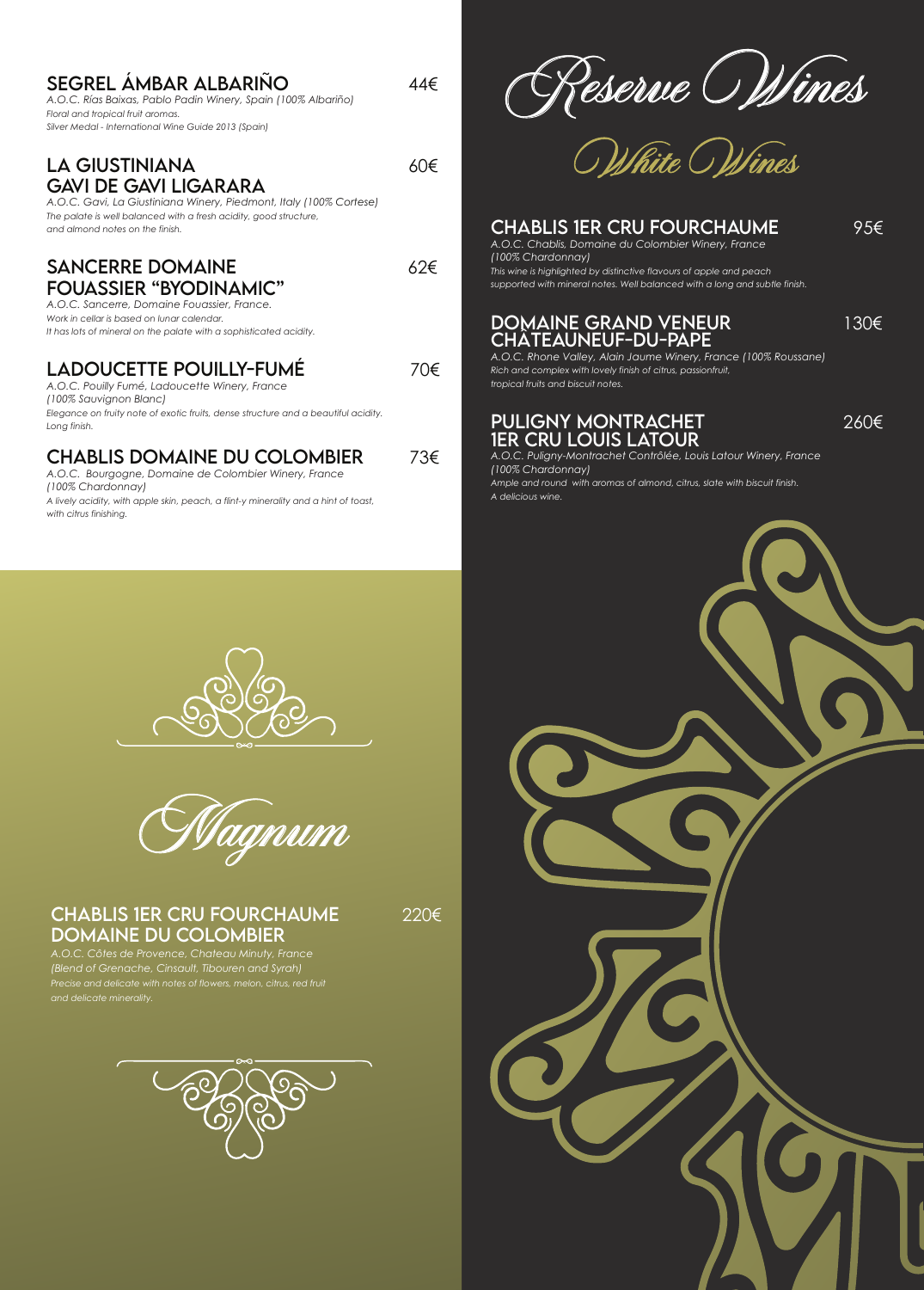## SEGREL ÁMBAR ALBARIÑO — 44€

*A.O.C. Rías Baixas, Pablo Padin Winery, Spain (100% Albariño)*
*Floral and tropical fruit aromas.*
*Silver Medal - International Wine Guide 2013 (Spain)*

## LA GIUSTINIANA GAVI DE GAVI LIGARARA — 60€

*A.O.C. Gavi, La Giustiniana Winery, Piedmont, Italy (100% Cortese)*
*The palate is well balanced with a fresh acidity, good structure, and almond notes on the finish.*

## SANCERRE DOMAINE FOUASSIER "BYODINAMIC" — 62€

*A.O.C. Sancerre, Domaine Fouassier, France.*
*Work in cellar is based on lunar calendar.*
*It has lots of mineral on the palate with a sophisticated acidity.*

## LADOUCETTE POUILLY-FUMÉ — 70€

*A.O.C. Pouilly Fumé, Ladoucette Winery, France*
*(100% Sauvignon Blanc)*
*Elegance on fruity note of exotic fruits, dense structure and a beautiful acidity. Long finish.*

## CHABLIS DOMAINE DU COLOMBIER — 73€

*A.O.C. Bourgogne, Domaine de Colombier Winery, France*
*(100% Chardonnay)*
*A lively acidity, with apple skin, peach, a flint-y minerality and a hint of toast, with citrus finishing.*

# Magnum

## CHABLIS 1ER CRU FOURCHAUME DOMAINE DU COLOMBIER — 220€

*A.O.C. Côtes de Provence, Chateau Minuty, France*
*(Blend of Grenache, Cinsault, Tibouren and Syrah)*
*Precise and delicate with notes of flowers, melon, citrus, red fruit and delicate minerality.*

# Reserve Wines

# White Wines

## CHABLIS 1ER CRU FOURCHAUME — 95€

*A.O.C. Chablis, Domaine du Colombier Winery, France*
*(100% Chardonnay)*
*This wine is highlighted by distinctive flavours of apple and peach supported with mineral notes. Well balanced with a long and subtle finish.*

## DOMAINE GRAND VENEUR CHÂTEAUNEUF-DU-PAPE — 130€

*A.O.C. Rhone Valley, Alain Jaume Winery, France (100% Roussane)*
*Rich and complex with lovely finish of citrus, passionfruit, tropical fruits and biscuit notes.*

## PULIGNY MONTRACHET 1ER CRU LOUIS LATOUR — 260€

*A.O.C. Puligny-Montrachet Contrôlée, Louis Latour Winery, France*
*(100% Chardonnay)*
*Ample and round with aromas of almond, citrus, slate with biscuit finish. A delicious wine.*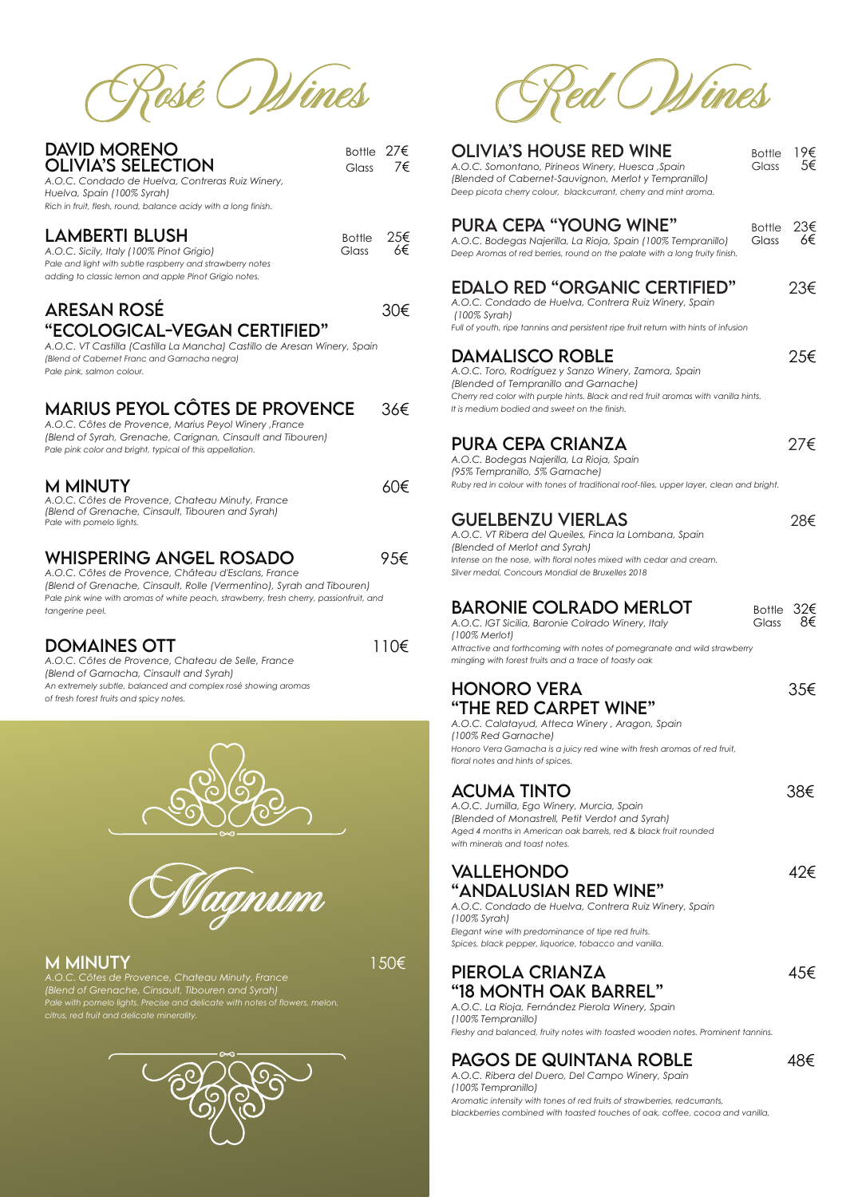# Rosé Wines

### DAVID MORENO OLIVIA'S SELECTION
Bottle 27€
Glass 7€

*A.O.C. Condado de Huelva, Contreras Ruiz Winery, Huelva, Spain (100% Syrah)*
*Rich in fruit, flesh, round, balance acidy with a long finish.*

### LAMBERTI BLUSH
Bottle 25€
Glass 6€

*A.O.C. Sicily, Italy (100% Pinot Grigio)*
*Pale and light with subtle raspberry and strawberry notes adding to classic lemon and apple Pinot Grigio notes.*

### ARESAN ROSÉ "ECOLOGICAL-VEGAN CERTIFIED"
30€

*A.O.C. VT Castilla (Castilla La Mancha) Castillo de Aresan Winery, Spain*
*(Blend of Cabernet Franc and Garnacha negra)*
*Pale pink, salmon colour.*

### MARIUS PEYOL CÔTES DE PROVENCE
36€

*A.O.C. Côtes de Provence, Marius Peyol Winery ,France*
*(Blend of Syrah, Grenache, Carignan, Cinsault and Tibouren)*
*Pale pink color and bright, typical of this appellation.*

### M MINUTY
60€

*A.O.C. Côtes de Provence, Chateau Minuty, France*
*(Blend of Grenache, Cinsault, Tibouren and Syrah)*
*Pale with pomelo lights.*

### WHISPERING ANGEL ROSADO
95€

*A.O.C. Côtes de Provence, Château d'Esclans, France*
*(Blend of Grenache, Cinsault, Rolle (Vermentino), Syrah and Tibouren)*
*Pale pink wine with aromas of white peach, strawberry, fresh cherry, passionfruit, and tangerine peel.*

### DOMAINES OTT
110€

*A.O.C. Côtes de Provence, Chateau de Selle, France*
*(Blend of Garnacha, Cinsault and Syrah)*
*An extremely subtle, balanced and complex rosé showing aromas of fresh forest fruits and spicy notes.*

## Magnum

### M MINUTY
150€

*A.O.C. Côtes de Provence, Chateau Minuty, France*
*(Blend of Grenache, Cinsault, Tibouren and Syrah)*
*Pale with pomelo lights. Precise and delicate with notes of flowers, melon, citrus, red fruit and delicate minerality.*

# Red Wines

### OLIVIA'S HOUSE RED WINE
Bottle 19€
Glass 5€

*A.O.C. Somontano, Pirineos Winery, Huesca ,Spain*
*(Blended of Cabernet-Sauvignon, Merlot y Tempranillo)*
*Deep picota cherry colour, blackcurrant, cherry and mint aroma.*

### PURA CEPA "YOUNG WINE"
Bottle 23€
Glass 6€

*A.O.C. Bodegas Najerilla, La Rioja, Spain (100% Tempranillo)*
*Deep Aromas of red berries, round on the palate with a long fruity finish.*

### EDALO RED "ORGANIC CERTIFIED"
23€

*A.O.C. Condado de Huelva, Contrera Ruiz Winery, Spain (100% Syrah)*
*Full of youth, ripe tannins and persistent ripe fruit return with hints of infusion*

### DAMALISCO ROBLE
25€

*A.O.C. Toro, Rodríguez y Sanzo Winery, Zamora, Spain*
*(Blended of Tempranillo and Garnacha)*
*Cherry red color with purple hints. Black and red fruit aromas with vanilla hints. It is medium bodied and sweet on the finish.*

### PURA CEPA CRIANZA
27€

*A.O.C. Bodegas Najerilla, La Rioja, Spain*
*(95% Tempranillo, 5% Garnache)*
*Ruby red in colour with tones of traditional roof-tiles, upper layer, clean and bright.*

### GUELBENZU VIERLAS
28€

*A.O.C. VT Ribera del Queiles, Finca la Lombana, Spain*
*(Blended of Merlot and Syrah)*
*Intense on the nose, with floral notes mixed with cedar and cream.*
*Silver medal, Concours Mondial de Bruxelles 2018*

### BARONIE COLRADO MERLOT
Bottle 32€
Glass 8€

*A.O.C. IGT Sicilia, Baronie Colrado Winery, Italy*
*(100% Merlot)*
*Attractive and forthcoming with notes of pomegranate and wild strawberry mingling with forest fruits and a trace of toasty oak*

### HONORO VERA "THE RED CARPET WINE"
35€

*A.O.C. Calatayud, Atteca Winery , Aragon, Spain*
*(100% Red Garnache)*
*Honoro Vera Garnacha is a juicy red wine with fresh aromas of red fruit, floral notes and hints of spices.*

### ACUMA TINTO
38€

*A.O.C. Jumilla, Ego Winery, Murcia, Spain*
*(Blended of Monastrell, Petit Verdot and Syrah)*
*Aged 4 months in American oak barrels, red & black fruit rounded with minerals and toast notes.*

### VALLEHONDO "ANDALUSIAN RED WINE"
42€

*A.O.C. Condado de Huelva, Contrera Ruiz Winery, Spain*
*(100% Syrah)*
*Elegant wine with predominance of tipe red fruits.*
*Spices, black pepper, liquorice, tobacco and vanilla.*

### PIEROLA CRIANZA "18 MONTH OAK BARREL"
45€

*A.O.C. La Rioja, Fernández Pierola Winery, Spain*
*(100% Tempranillo)*
*Fleshy and balanced, fruity notes with toasted wooden notes. Prominent tannins.*

### PAGOS DE QUINTANA ROBLE
48€

*A.O.C. Ribera del Duero, Del Campo Winery, Spain*
*(100% Tempranillo)*
*Aromatic intensity with tones of red fruits of strawberries, redcurrants, blackberries combined with toasted touches of oak, coffee, cocoa and vanilla.*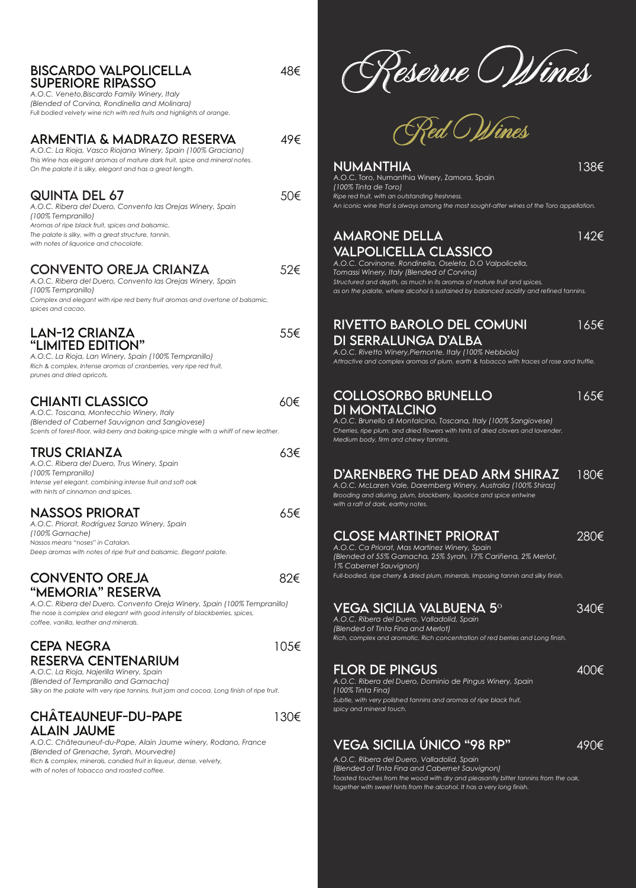## BISCARDO VALPOLICELLA SUPERIORE RIPASSO — 48€

*A.O.C. Veneto,Biscardo Family Winery, Italy*
*(Blended of Corvina, Rondinella and Molinara)*
*Full bodied velvety wine rich with red fruits and highlights of orange.*

## ARMENTIA & MADRAZO RESERVA — 49€

*A.O.C. La Rioja, Vasco Riojana Winery, Spain (100% Graciano)*
*This Wine has elegant aromas of mature dark fruit, spice and mineral notes. On the palate it is silky, elegant and has a great length.*

## QUINTA DEL 67 — 50€

*A.O.C. Ribera del Duero, Convento las Orejas Winery, Spain*
*(100% Tempranillo)*
*Aromas of ripe black fruit, spices and balsamic. The palate is silky, with a great structure, tannin, with notes of liquorice and chocolate.*

## CONVENTO OREJA CRIANZA — 52€

*A.O.C. Ribera del Duero, Convento las Orejas Winery, Spain*
*(100% Tempranillo)*
*Complex and elegant with ripe red berry fruit aromas and overtone of balsamic, spices and cacao.*

## LAN-12 CRIANZA "LIMITED EDITION" — 55€

*A.O.C. La Rioja, Lan Winery, Spain (100% Tempranillo)*
*Rich & complex, intense aromas of cranberries, very ripe red fruit, prunes and dried apricots.*

## CHIANTI CLASSICO — 60€

*A.O.C. Toscana, Montecchio Winery, Italy*
*(Blended of Cabernet Sauvignon and Sangiovese)*
*Scents of forest-floor, wild-berry and baking-spice mingle with a whiff of new leather.*

## TRUS CRIANZA — 63€

*A.O.C. Ribera del Duero, Trus Winery, Spain*
*(100% Tempranillo)*
*Intense yet elegant, combining intense fruit and soft oak with hints of cinnamon and spices.*

## NASSOS PRIORAT — 65€

*A.O.C. Priorat, Rodríguez Sanzo Winery, Spain*
*(100% Garnache)*
*Nassos means "noses" in Catalan. Deep aromas with notes of ripe fruit and balsamic. Elegant palate.*

## CONVENTO OREJA "MEMORIA" RESERVA — 82€

*A.O.C. Ribera del Duero, Convento Oreja Winery, Spain (100% Tempranillo)*
*The nose is complex and elegant with good intensity of blackberries, spices, coffee, vanilla, leather and minerals.*

## CEPA NEGRA RESERVA CENTENARIUM — 105€

*A.O.C. La Rioja, Najerilla Winery, Spain*
*(Blended of Tempranillo and Garnacha)*
*Silky on the palate with very ripe tannins, fruit jam and cocoa. Long finish of ripe fruit.*

## CHÂTEAUNEUF-DU-PAPE ALAIN JAUME — 130€

*A.O.C. Châteauneuf-du-Pape, Alain Jaume winery, Rodano, France*
*(Blended of Grenache, Syrah, Mourvedre)*
*Rich & complex, minerals, candied fruit in liqueur, dense, velvety, with of notes of tobacco and roasted coffee.*

# Reserve Wines

# Red Wines

## NUMANTHIA — 138€

A.O.C. Toro, Numanthia Winery, Zamora, Spain
*(100% Tinta de Toro)*
*Ripe red fruit, with an outstanding freshness. An iconic wine that is always among the most sought-after wines of the Toro appellation.*

## AMARONE DELLA VALPOLICELLA CLASSICO — 142€

*A.O.C. Corvinone, Rondinella, Oseleta, D.O Valpolicella, Tomassi Winery, Italy (Blended of Corvina)*
*Structured and depth, as much in its aromas of mature fruit and spices, as on the palate, where alcohol is sustained by balanced acidity and refined tannins.*

## RIVETTO BAROLO DEL COMUNI DI SERRALUNGA D'ALBA — 165€

*A.O.C. Rivetto Winery,Piemonte, Italy (100% Nebbiolo)*
*Attractive and complex aromas of plum, earth & tobacco with traces of rose and truffle.*

## COLLOSORBO BRUNELLO DI MONTALCINO — 165€

*A.O.C. Brunello di Montalcino, Toscana, Italy (100% Sangiovese)*
*Cherries, ripe plum, and dried flowers with hints of dried clovers and lavender. Medium body, firm and chewy tannins.*

## D'ARENBERG THE DEAD ARM SHIRAZ — 180€

*A.O.C. McLaren Vale, Daremberg Winery, Australia (100% Shiraz)*
*Brooding and alluring, plum, blackberry, liquorice and spice entwine with a raft of dark, earthy notes.*

## CLOSE MARTINET PRIORAT — 280€

*A.O.C. Ca Priorat, Mas Martinez Winery, Spain*
*(Blended of 55% Garnacha, 25% Syrah, 17% Cariñena, 2% Merlot, 1% Cabernet Sauvignon)*
*Full-bodied, ripe cherry & dried plum, minerals. Imposing tannin and silky finish.*

## VEGA SICILIA VALBUENA 5º — 340€

*A.O.C. Ribera del Duero, Valladolid, Spain*
*(Blended of Tinta Fina and Merlot)*
*Rich, complex and aromatic. Rich concentration of red berries and Long finish.*

## FLOR DE PINGUS — 400€

*A.O.C. Ribera del Duero, Dominio de Pingus Winery, Spain*
*(100% Tinta Fina)*
*Subtle, with very polished tannins and aromas of ripe black fruit, spicy and mineral touch.*

## VEGA SICILIA ÚNICO "98 RP" — 490€

*A.O.C. Ribera del Duero, Valladolid, Spain*
*(Blended of Tinta Fina and Cabernet Sauvignon)*
*Toasted touches from the wood with dry and pleasantly bitter tannins from the oak, together with sweet hints from the alcohol. It has a very long finish.*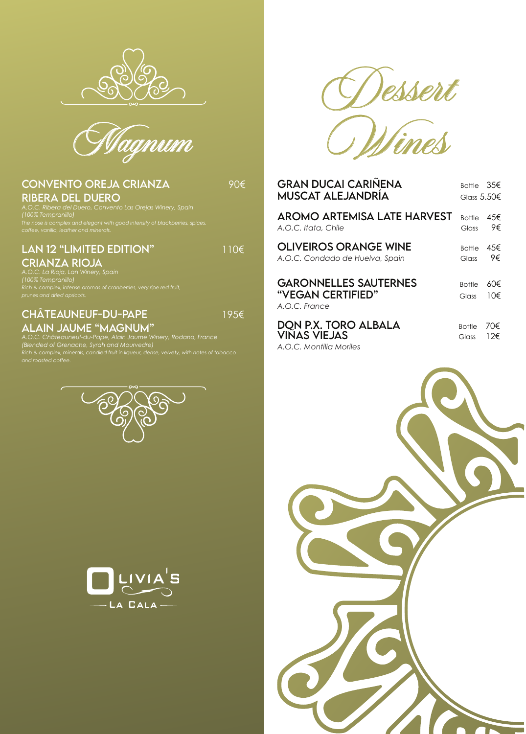# Magnum

## CONVENTO OREJA CRIANZA RIBERA DEL DUERO

90€

*A.O.C. Ribera del Duero, Convento Las Orejas Winery, Spain*
*(100% Tempranillo)*
*The nose is complex and elegant with good intensity of blackberries, spices, coffee, vanilla, leather and minerals.*

## LAN 12 "LIMITED EDITION" CRIANZA RIOJA

110€

*A.O.C. La Rioja, Lan Winery, Spain*
*(100% Tempranillo)*
*Rich & complex, intense aromas of cranberries, very ripe red fruit, prunes and dried apricots.*

## CHÂTEAUNEUF-DU-PAPE ALAIN JAUME "MAGNUM"

195€

*A.O.C. Châteauneuf-du-Pape, Alain Jaume Winery, Rodano, France*
*(Blended of Grenache, Syrah and Mourvedre)*
*Rich & complex, minerals, candied fruit in liqueur, dense, velvety, with notes of tobacco and roasted coffee.*

OLIVIA'S
LA CALA

# Dessert Wines

## GRAN DUCAI CARIÑENA MUSCAT ALEJANDRÍA

Bottle 35€
Glass 5.50€

## AROMO ARTEMISA LATE HARVEST

*A.O.C. Itata, Chile*

Bottle 45€
Glass 9€

## OLIVEIROS ORANGE WINE

*A.O.C. Condado de Huelva, Spain*

Bottle 45€
Glass 9€

## GARONNELLES SAUTERNES "VEGAN CERTIFIED"

*A.O.C. France*

Bottle 60€
Glass 10€

## DON P.X. TORO ALBALA VIÑAS VIEJAS

*A.O.C. Montilla Moriles*

Bottle 70€
Glass 12€